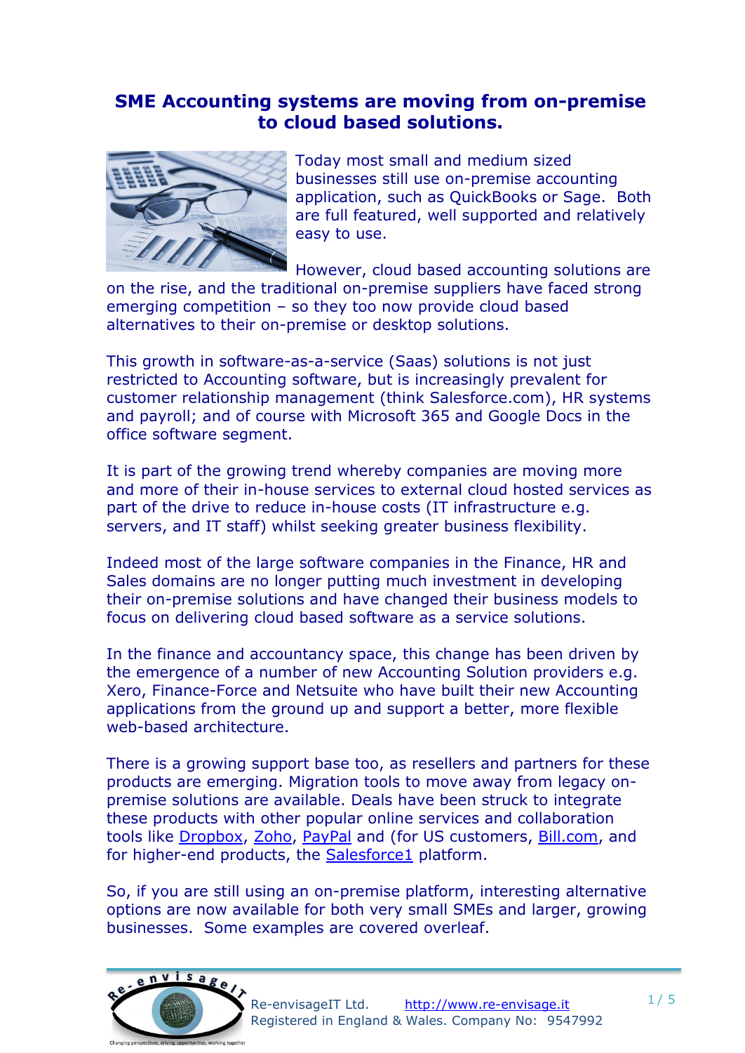# SME Accounting systems are moving from on-premise to cloud based solutions.

Today most small and medium sized businesses still use on-premise accounting application, such as QuickBooks or Sage. Both are full featured, well supported and relatively easy to use.

However, cloud based accounting solutions are on the rise, and the traditional on-premise suppliers have faced strong emerging competition – so they too now provide cloud based alternatives to their on-premise or desktop solutions.

This growth in software-as-a-service (Saas) solutions is not just restricted to Accounting software, but is increasingly prevalent for customer relationship management (think Salesforce.com), HR systems and payroll; and of course with Microsoft 365 and Google Docs in the office software segment.

It is part of the growing trend whereby companies are moving more and more of their in-house services to external cloud hosted services as part of the drive to reduce in-house costs (IT infrastructure e.g. servers, and IT staff) whilst seeking greater business flexibility.

Indeed most of the large software companies in the Finance, HR and Sales domains are no longer putting much investment in developing their on-premise solutions and have changed their business models to focus on delivering cloud based software as a service solutions.

In the finance and accountancy space, this change has been driven by the emergence of a number of new Accounting Solution providers e.g. Xero, Finance-Force and Netsuite who have built their new Accounting applications from the ground up and support a better, more flexible web-based architecture.

There is a growing support base too, as resellers and partners for these products are emerging. Migration tools to move away from legacy on-premise solutions are available. Deals have been struck to integrate these products with other popular online services and collaboration tools like Dropbox, Zoho, PayPal and (for US customers, Bill.com, and for higher-end products, the Salesforce1 platform.

So, if you are still using an on-premise platform, interesting alternative options are now available for both very small SMEs and larger, growing businesses. Some examples are covered overleaf.

Re-envisageIT Ltd. http://www.re-envisage.it
Registered in England & Wales. Company No: 9547992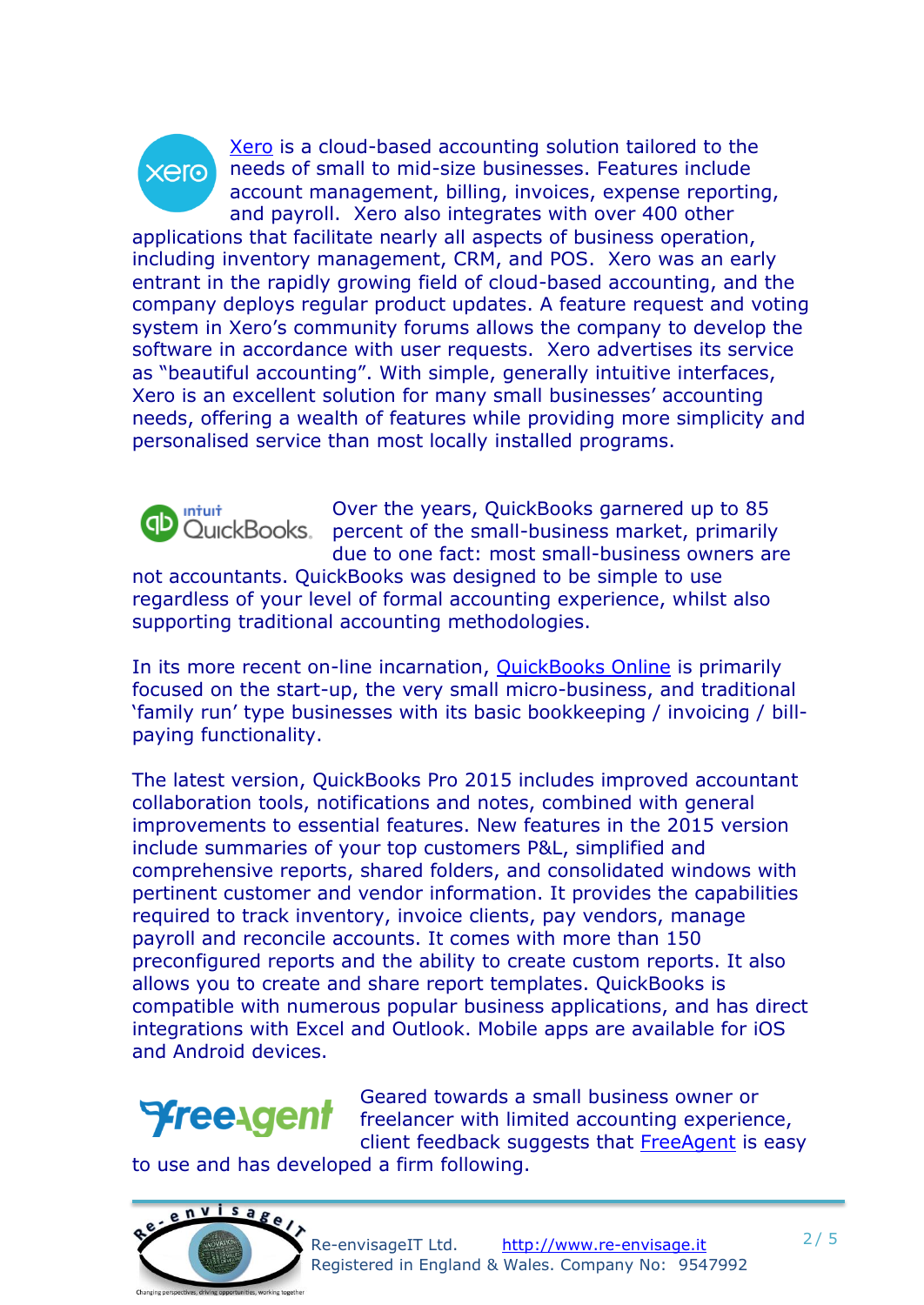Xero is a cloud-based accounting solution tailored to the needs of small to mid-size businesses. Features include account management, billing, invoices, expense reporting, and payroll. Xero also integrates with over 400 other applications that facilitate nearly all aspects of business operation, including inventory management, CRM, and POS. Xero was an early entrant in the rapidly growing field of cloud-based accounting, and the company deploys regular product updates. A feature request and voting system in Xero's community forums allows the company to develop the software in accordance with user requests. Xero advertises its service as "beautiful accounting". With simple, generally intuitive interfaces, Xero is an excellent solution for many small businesses' accounting needs, offering a wealth of features while providing more simplicity and personalised service than most locally installed programs.

Over the years, QuickBooks garnered up to 85 percent of the small-business market, primarily due to one fact: most small-business owners are not accountants. QuickBooks was designed to be simple to use regardless of your level of formal accounting experience, whilst also supporting traditional accounting methodologies.

In its more recent on-line incarnation, QuickBooks Online is primarily focused on the start-up, the very small micro-business, and traditional 'family run' type businesses with its basic bookkeeping / invoicing / bill-paying functionality.

The latest version, QuickBooks Pro 2015 includes improved accountant collaboration tools, notifications and notes, combined with general improvements to essential features. New features in the 2015 version include summaries of your top customers P&L, simplified and comprehensive reports, shared folders, and consolidated windows with pertinent customer and vendor information. It provides the capabilities required to track inventory, invoice clients, pay vendors, manage payroll and reconcile accounts. It comes with more than 150 preconfigured reports and the ability to create custom reports. It also allows you to create and share report templates. QuickBooks is compatible with numerous popular business applications, and has direct integrations with Excel and Outlook. Mobile apps are available for iOS and Android devices.

Geared towards a small business owner or freelancer with limited accounting experience, client feedback suggests that FreeAgent is easy to use and has developed a firm following.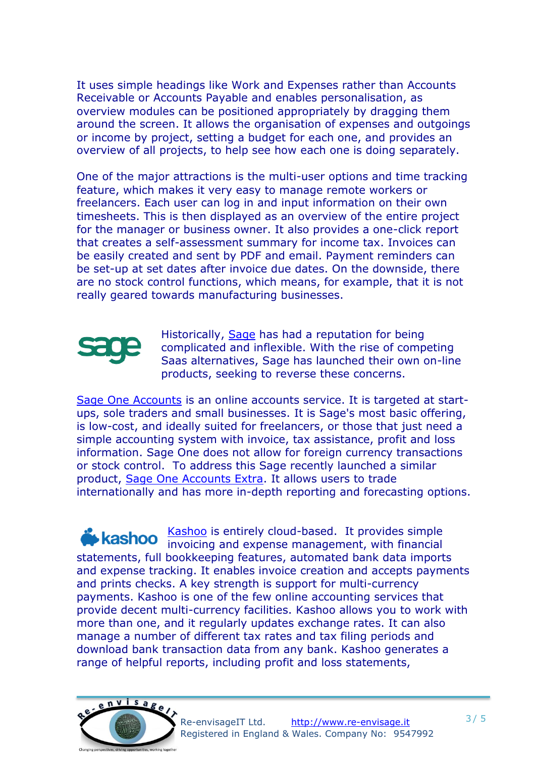It uses simple headings like Work and Expenses rather than Accounts Receivable or Accounts Payable and enables personalisation, as overview modules can be positioned appropriately by dragging them around the screen. It allows the organisation of expenses and outgoings or income by project, setting a budget for each one, and provides an overview of all projects, to help see how each one is doing separately.

One of the major attractions is the multi-user options and time tracking feature, which makes it very easy to manage remote workers or freelancers. Each user can log in and input information on their own timesheets. This is then displayed as an overview of the entire project for the manager or business owner. It also provides a one-click report that creates a self-assessment summary for income tax. Invoices can be easily created and sent by PDF and email. Payment reminders can be set-up at set dates after invoice due dates. On the downside, there are no stock control functions, which means, for example, that it is not really geared towards manufacturing businesses.

Historically, Sage has had a reputation for being complicated and inflexible. With the rise of competing Saas alternatives, Sage has launched their own on-line products, seeking to reverse these concerns.

Sage One Accounts is an online accounts service. It is targeted at start-ups, sole traders and small businesses. It is Sage's most basic offering, is low-cost, and ideally suited for freelancers, or those that just need a simple accounting system with invoice, tax assistance, profit and loss information. Sage One does not allow for foreign currency transactions or stock control. To address this Sage recently launched a similar product, Sage One Accounts Extra. It allows users to trade internationally and has more in-depth reporting and forecasting options.

Kashoo is entirely cloud-based. It provides simple invoicing and expense management, with financial statements, full bookkeeping features, automated bank data imports and expense tracking. It enables invoice creation and accepts payments and prints checks. A key strength is support for multi-currency payments. Kashoo is one of the few online accounting services that provide decent multi-currency facilities. Kashoo allows you to work with more than one, and it regularly updates exchange rates. It can also manage a number of different tax rates and tax filing periods and download bank transaction data from any bank. Kashoo generates a range of helpful reports, including profit and loss statements,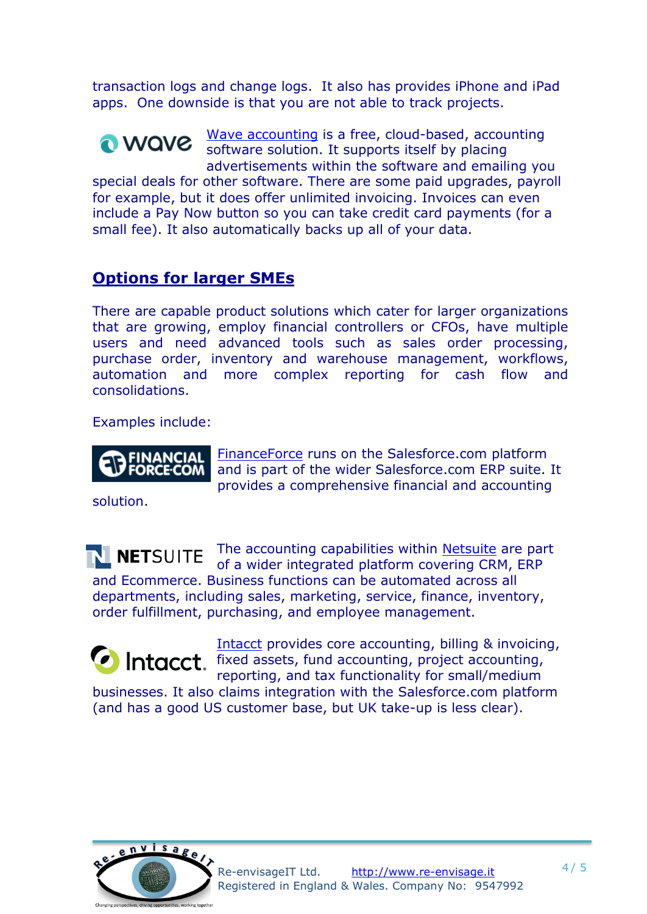transaction logs and change logs. It also has provides iPhone and iPad apps. One downside is that you are not able to track projects.

Wave accounting is a free, cloud-based, accounting software solution. It supports itself by placing advertisements within the software and emailing you special deals for other software. There are some paid upgrades, payroll for example, but it does offer unlimited invoicing. Invoices can even include a Pay Now button so you can take credit card payments (for a small fee). It also automatically backs up all of your data.

## Options for larger SMEs

There are capable product solutions which cater for larger organizations that are growing, employ financial controllers or CFOs, have multiple users and need advanced tools such as sales order processing, purchase order, inventory and warehouse management, workflows, automation and more complex reporting for cash flow and consolidations.

Examples include:

FinanceForce runs on the Salesforce.com platform and is part of the wider Salesforce.com ERP suite. It provides a comprehensive financial and accounting solution.

The accounting capabilities within Netsuite are part of a wider integrated platform covering CRM, ERP and Ecommerce. Business functions can be automated across all departments, including sales, marketing, service, finance, inventory, order fulfillment, purchasing, and employee management.

Intacct provides core accounting, billing & invoicing, fixed assets, fund accounting, project accounting, reporting, and tax functionality for small/medium businesses. It also claims integration with the Salesforce.com platform (and has a good US customer base, but UK take-up is less clear).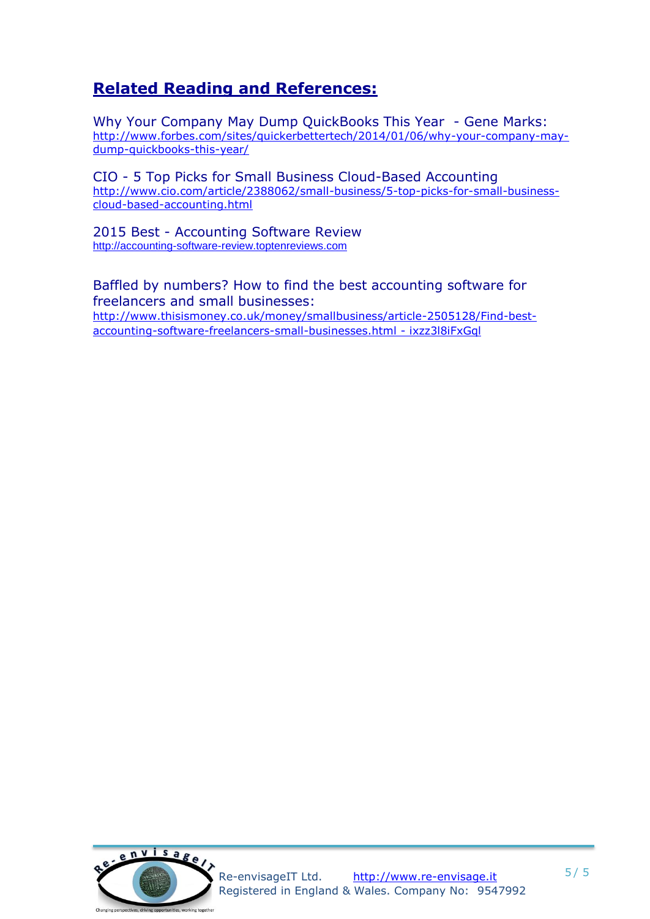## Related Reading and References:

Why Your Company May Dump QuickBooks This Year - Gene Marks:
http://www.forbes.com/sites/quickerbettertech/2014/01/06/why-your-company-may-dump-quickbooks-this-year/

CIO - 5 Top Picks for Small Business Cloud-Based Accounting
http://www.cio.com/article/2388062/small-business/5-top-picks-for-small-business-cloud-based-accounting.html

2015 Best - Accounting Software Review
http://accounting-software-review.toptenreviews.com

Baffled by numbers? How to find the best accounting software for freelancers and small businesses:
http://www.thisismoney.co.uk/money/smallbusiness/article-2505128/Find-best-accounting-software-freelancers-small-businesses.html - ixzz3l8iFxGql